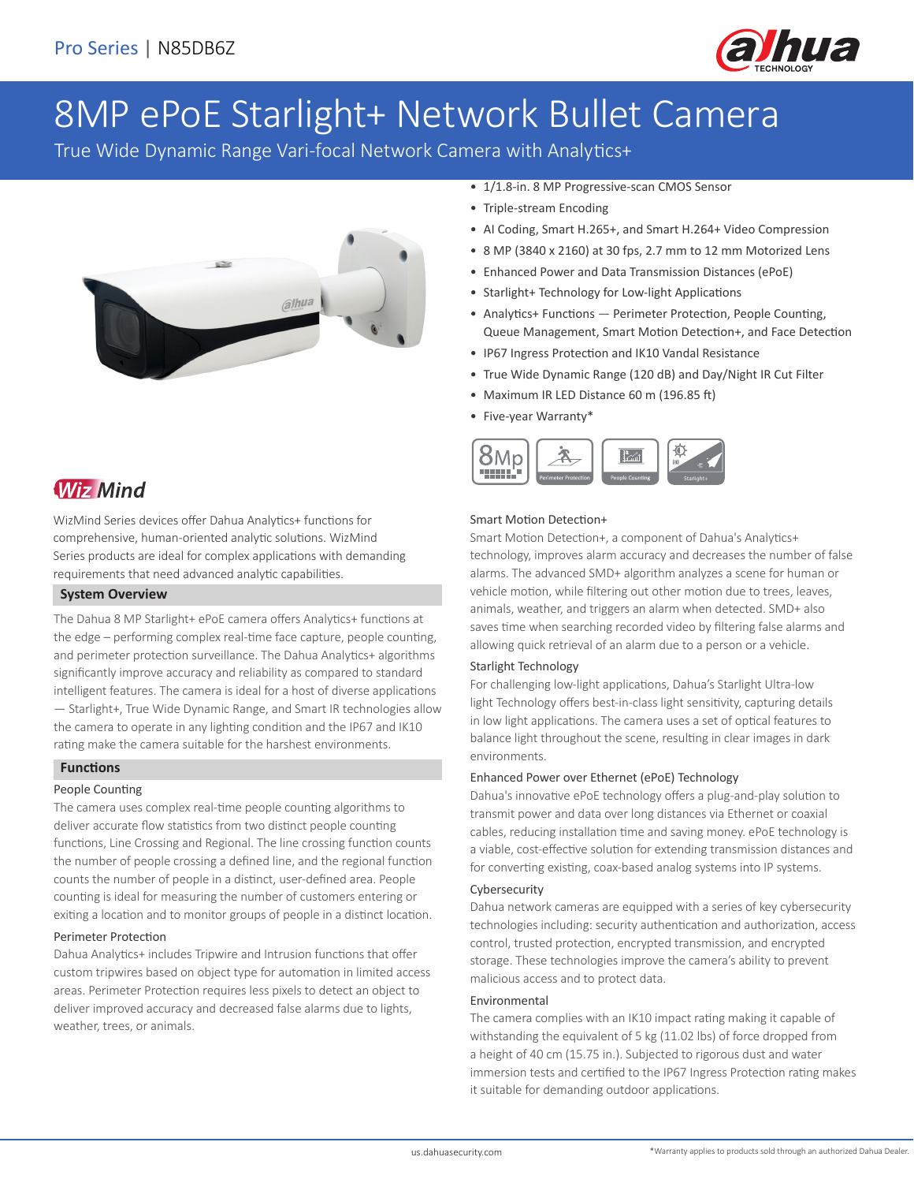Pro Series | N85DB6Z

# 8MP ePoE Starlight+ Network Bullet Camera

True Wide Dynamic Range Vari-focal Network Camera with Analytics+

- 1/1.8-in. 8 MP Progressive-scan CMOS Sensor
- Triple-stream Encoding
- AI Coding, Smart H.265+, and Smart H.264+ Video Compression
- 8 MP (3840 x 2160) at 30 fps, 2.7 mm to 12 mm Motorized Lens
- Enhanced Power and Data Transmission Distances (ePoE)
- Starlight+ Technology for Low-light Applications
- Analytics+ Functions — Perimeter Protection, People Counting, Queue Management, Smart Motion Detection+, and Face Detection
- IP67 Ingress Protection and IK10 Vandal Resistance
- True Wide Dynamic Range (120 dB) and Day/Night IR Cut Filter
- Maximum IR LED Distance 60 m (196.85 ft)
- Five-year Warranty*

## WizMind

WizMind Series devices offer Dahua Analytics+ functions for comprehensive, human-oriented analytic solutions. WizMind Series products are ideal for complex applications with demanding requirements that need advanced analytic capabilities.

## System Overview

The Dahua 8 MP Starlight+ ePoE camera offers Analytics+ functions at the edge – performing complex real-time face capture, people counting, and perimeter protection surveillance. The Dahua Analytics+ algorithms significantly improve accuracy and reliability as compared to standard intelligent features. The camera is ideal for a host of diverse applications — Starlight+, True Wide Dynamic Range, and Smart IR technologies allow the camera to operate in any lighting condition and the IP67 and IK10 rating make the camera suitable for the harshest environments.

## Functions

### People Counting

The camera uses complex real-time people counting algorithms to deliver accurate flow statistics from two distinct people counting functions, Line Crossing and Regional. The line crossing function counts the number of people crossing a defined line, and the regional function counts the number of people in a distinct, user-defined area. People counting is ideal for measuring the number of customers entering or exiting a location and to monitor groups of people in a distinct location.

### Perimeter Protection

Dahua Analytics+ includes Tripwire and Intrusion functions that offer custom tripwires based on object type for automation in limited access areas. Perimeter Protection requires less pixels to detect an object to deliver improved accuracy and decreased false alarms due to lights, weather, trees, or animals.

### Smart Motion Detection+

Smart Motion Detection+, a component of Dahua's Analytics+ technology, improves alarm accuracy and decreases the number of false alarms. The advanced SMD+ algorithm analyzes a scene for human or vehicle motion, while filtering out other motion due to trees, leaves, animals, weather, and triggers an alarm when detected. SMD+ also saves time when searching recorded video by filtering false alarms and allowing quick retrieval of an alarm due to a person or a vehicle.

### Starlight Technology

For challenging low-light applications, Dahua's Starlight Ultra-low light Technology offers best-in-class light sensitivity, capturing details in low light applications. The camera uses a set of optical features to balance light throughout the scene, resulting in clear images in dark environments.

### Enhanced Power over Ethernet (ePoE) Technology

Dahua's innovative ePoE technology offers a plug-and-play solution to transmit power and data over long distances via Ethernet or coaxial cables, reducing installation time and saving money. ePoE technology is a viable, cost-effective solution for extending transmission distances and for converting existing, coax-based analog systems into IP systems.

### Cybersecurity

Dahua network cameras are equipped with a series of key cybersecurity technologies including: security authentication and authorization, access control, trusted protection, encrypted transmission, and encrypted storage. These technologies improve the camera's ability to prevent malicious access and to protect data.

### Environmental

The camera complies with an IK10 impact rating making it capable of withstanding the equivalent of 5 kg (11.02 lbs) of force dropped from a height of 40 cm (15.75 in.). Subjected to rigorous dust and water immersion tests and certified to the IP67 Ingress Protection rating makes it suitable for demanding outdoor applications.

*Warranty applies to products sold through an authorized Dahua Dealer.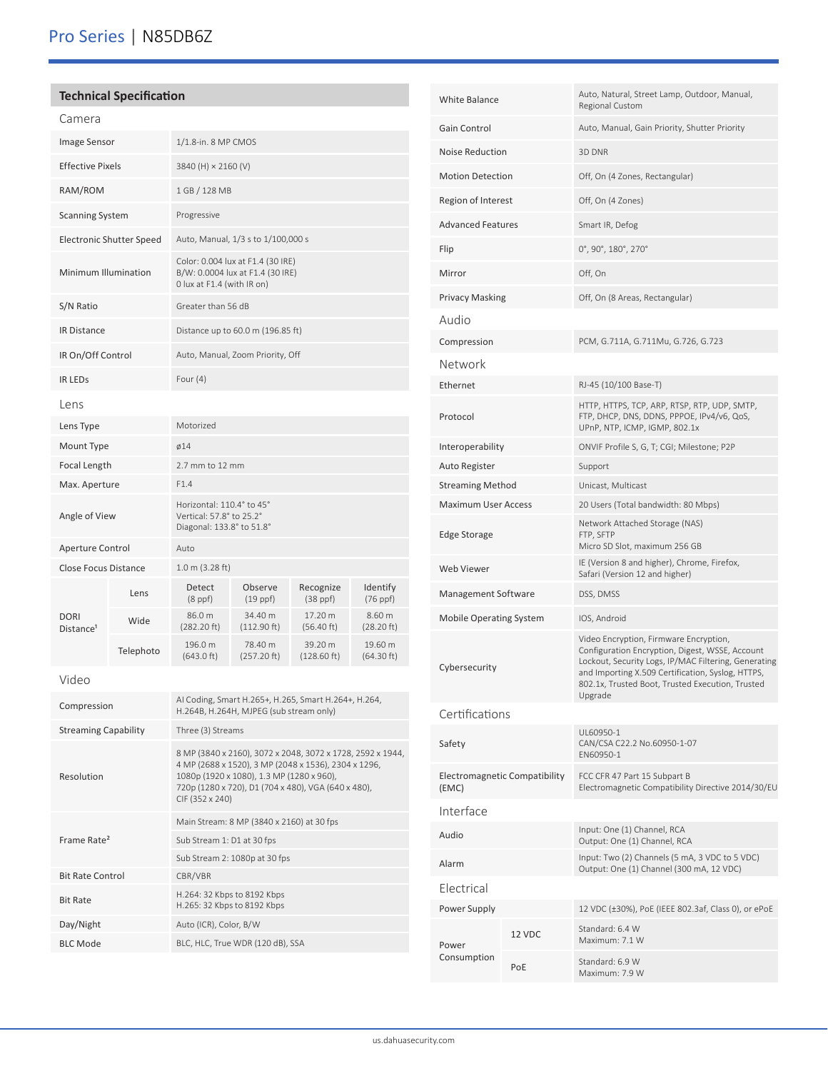## Technical Specification

### Camera

| | |
|---|---|
| Image Sensor | 1/1.8-in. 8 MP CMOS |
| Effective Pixels | 3840 (H) × 2160 (V) |
| RAM/ROM | 1 GB / 128 MB |
| Scanning System | Progressive |
| Electronic Shutter Speed | Auto, Manual, 1/3 s to 1/100,000 s |
| Minimum Illumination | Color: 0.004 lux at F1.4 (30 IRE)<br>B/W: 0.0004 lux at F1.4 (30 IRE)<br>0 lux at F1.4 (with IR on) |
| S/N Ratio | Greater than 56 dB |
| IR Distance | Distance up to 60.0 m (196.85 ft) |
| IR On/Off Control | Auto, Manual, Zoom Priority, Off |
| IR LEDs | Four (4) |

### Lens

| | |
|---|---|
| Lens Type | Motorized |
| Mount Type | ø14 |
| Focal Length | 2.7 mm to 12 mm |
| Max. Aperture | F1.4 |
| Angle of View | Horizontal: 110.4° to 45°<br>Vertical: 57.8° to 25.2°<br>Diagonal: 133.8° to 51.8° |
| Aperture Control | Auto |
| Close Focus Distance | 1.0 m (3.28 ft) |

| DORI Distance[1] | Lens | Detect (8 ppf) | Observe (19 ppf) | Recognize (38 ppf) | Identify (76 ppf) |
|---|---|---|---|---|---|
| | Wide | 86.0 m (282.20 ft) | 34.40 m (112.90 ft) | 17.20 m (56.40 ft) | 8.60 m (28.20 ft) |
| | Telephoto | 196.0 m (643.0 ft) | 78.40 m (257.20 ft) | 39.20 m (128.60 ft) | 19.60 m (64.30 ft) |

### Video

| | |
|---|---|
| Compression | AI Coding, Smart H.265+, H.265, Smart H.264+, H.264, H.264B, H.264H, MJPEG (sub stream only) |
| Streaming Capability | Three (3) Streams |
| Resolution | 8 MP (3840 x 2160), 3072 x 2048, 3072 x 1728, 2592 x 1944, 4 MP (2688 x 1520), 3 MP (2048 x 1536), 2304 x 1296, 1080p (1920 x 1080), 1.3 MP (1280 x 960), 720p (1280 x 720), D1 (704 x 480), VGA (640 x 480), CIF (352 x 240) |
| Frame Rate[2] | Main Stream: 8 MP (3840 x 2160) at 30 fps<br>Sub Stream 1: D1 at 30 fps<br>Sub Stream 2: 1080p at 30 fps |
| Bit Rate Control | CBR/VBR |
| Bit Rate | H.264: 32 Kbps to 8192 Kbps<br>H.265: 32 Kbps to 8192 Kbps |
| Day/Night | Auto (ICR), Color, B/W |
| BLC Mode | BLC, HLC, True WDR (120 dB), SSA |
| White Balance | Auto, Natural, Street Lamp, Outdoor, Manual, Regional Custom |
| Gain Control | Auto, Manual, Gain Priority, Shutter Priority |
| Noise Reduction | 3D DNR |
| Motion Detection | Off, On (4 Zones, Rectangular) |
| Region of Interest | Off, On (4 Zones) |
| Advanced Features | Smart IR, Defog |
| Flip | 0°, 90°, 180°, 270° |
| Mirror | Off, On |
| Privacy Masking | Off, On (8 Areas, Rectangular) |

### Audio

| | |
|---|---|
| Compression | PCM, G.711A, G.711Mu, G.726, G.723 |

### Network

| | |
|---|---|
| Ethernet | RJ-45 (10/100 Base-T) |
| Protocol | HTTP, HTTPS, TCP, ARP, RTSP, RTP, UDP, SMTP, FTP, DHCP, DNS, DDNS, PPPOE, IPv4/v6, QoS, UPnP, NTP, ICMP, IGMP, 802.1x |
| Interoperability | ONVIF Profile S, G, T; CGI; Milestone; P2P |
| Auto Register | Support |
| Streaming Method | Unicast, Multicast |
| Maximum User Access | 20 Users (Total bandwidth: 80 Mbps) |
| Edge Storage | Network Attached Storage (NAS)<br>FTP, SFTP<br>Micro SD Slot, maximum 256 GB |
| Web Viewer | IE (Version 8 and higher), Chrome, Firefox, Safari (Version 12 and higher) |
| Management Software | DSS, DMSS |
| Mobile Operating System | IOS, Android |
| Cybersecurity | Video Encryption, Firmware Encryption, Configuration Encryption, Digest, WSSE, Account Lockout, Security Logs, IP/MAC Filtering, Generating and Importing X.509 Certification, Syslog, HTTPS, 802.1x, Trusted Boot, Trusted Execution, Trusted Upgrade |

### Certifications

| | |
|---|---|
| Safety | UL60950-1<br>CAN/CSA C22.2 No.60950-1-07<br>EN60950-1 |
| Electromagnetic Compatibility (EMC) | FCC CFR 47 Part 15 Subpart B<br>Electromagnetic Compatibility Directive 2014/30/EU |

### Interface

| | |
|---|---|
| Audio | Input: One (1) Channel, RCA<br>Output: One (1) Channel, RCA |
| Alarm | Input: Two (2) Channels (5 mA, 3 VDC to 5 VDC)<br>Output: One (1) Channel (300 mA, 12 VDC) |

### Electrical

| | | |
|---|---|---|
| Power Supply | | 12 VDC (±30%), PoE (IEEE 802.3af, Class 0), or ePoE |
| Power Consumption | 12 VDC | Standard: 6.4 W<br>Maximum: 7.1 W |
| | PoE | Standard: 6.9 W<br>Maximum: 7.9 W |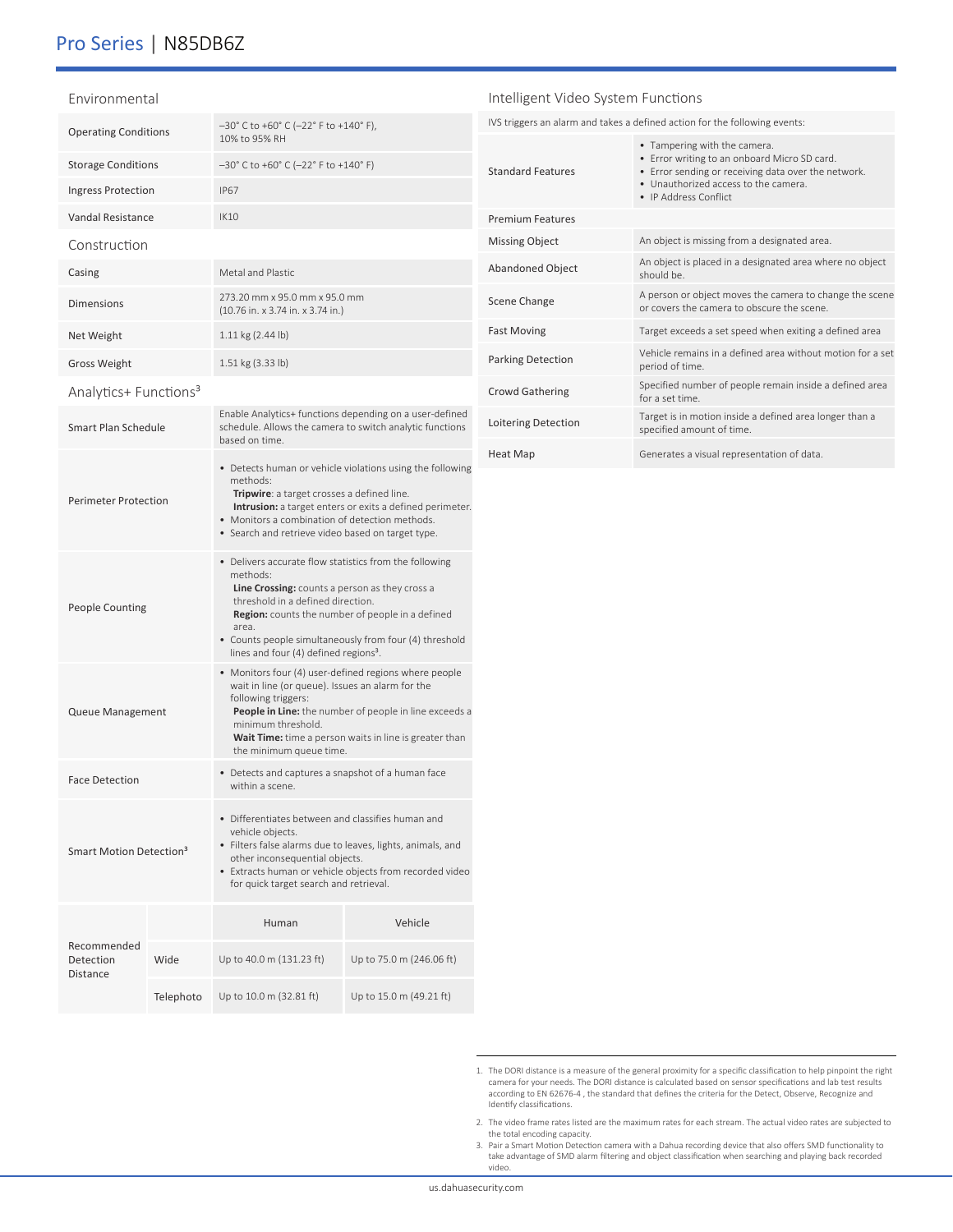## Environmental

| | |
|---|---|
| Operating Conditions | –30° C to +60° C (–22° F to +140° F), 10% to 95% RH |
| Storage Conditions | –30° C to +60° C (–22° F to +140° F) |
| Ingress Protection | IP67 |
| Vandal Resistance | IK10 |

## Construction

| | |
|---|---|
| Casing | Metal and Plastic |
| Dimensions | 273.20 mm x 95.0 mm x 95.0 mm (10.76 in. x 3.74 in. x 3.74 in.) |
| Net Weight | 1.11 kg (2.44 lb) |
| Gross Weight | 1.51 kg (3.33 lb) |

## Analytics+ Functions[3]

| | |
|---|---|
| Smart Plan Schedule | Enable Analytics+ functions depending on a user-defined schedule. Allows the camera to switch analytic functions based on time. |
| Perimeter Protection | • Detects human or vehicle violations using the following methods: **Tripwire**: a target crosses a defined line. **Intrusion:** a target enters or exits a defined perimeter. • Monitors a combination of detection methods. • Search and retrieve video based on target type. |
| People Counting | • Delivers accurate flow statistics from the following methods: **Line Crossing:** counts a person as they cross a threshold in a defined direction. **Region:** counts the number of people in a defined area. • Counts people simultaneously from four (4) threshold lines and four (4) defined regions[3]. |
| Queue Management | • Monitors four (4) user-defined regions where people wait in line (or queue). Issues an alarm for the following triggers: **People in Line:** the number of people in line exceeds a minimum threshold. **Wait Time:** time a person waits in line is greater than the minimum queue time. |
| Face Detection | • Detects and captures a snapshot of a human face within a scene. |
| Smart Motion Detection[3] | • Differentiates between and classifies human and vehicle objects. • Filters false alarms due to leaves, lights, animals, and other inconsequential objects. • Extracts human or vehicle objects from recorded video for quick target search and retrieval. |

| Recommended Detection Distance | | Human | Vehicle |
|---|---|---|---|
| | Wide | Up to 40.0 m (131.23 ft) | Up to 75.0 m (246.06 ft) |
| | Telephoto | Up to 10.0 m (32.81 ft) | Up to 15.0 m (49.21 ft) |

## Intelligent Video System Functions

IVS triggers an alarm and takes a defined action for the following events:

| | |
|---|---|
| Standard Features | • Tampering with the camera. • Error writing to an onboard Micro SD card. • Error sending or receiving data over the network. • Unauthorized access to the camera. • IP Address Conflict |
| **Premium Features** | |
| Missing Object | An object is missing from a designated area. |
| Abandoned Object | An object is placed in a designated area where no object should be. |
| Scene Change | A person or object moves the camera to change the scene or covers the camera to obscure the scene. |
| Fast Moving | Target exceeds a set speed when exiting a defined area |
| Parking Detection | Vehicle remains in a defined area without motion for a set period of time. |
| Crowd Gathering | Specified number of people remain inside a defined area for a set time. |
| Loitering Detection | Target is in motion inside a defined area longer than a specified amount of time. |
| Heat Map | Generates a visual representation of data. |

1. The DORI distance is a measure of the general proximity for a specific classification to help pinpoint the right camera for your needs. The DORI distance is calculated based on sensor specifications and lab test results according to EN 62676-4 , the standard that defines the criteria for the Detect, Observe, Recognize and Identify classifications.
2. The video frame rates listed are the maximum rates for each stream. The actual video rates are subjected to the total encoding capacity.
3. Pair a Smart Motion Detection camera with a Dahua recording device that also offers SMD functionality to take advantage of SMD alarm filtering and object classification when searching and playing back recorded video.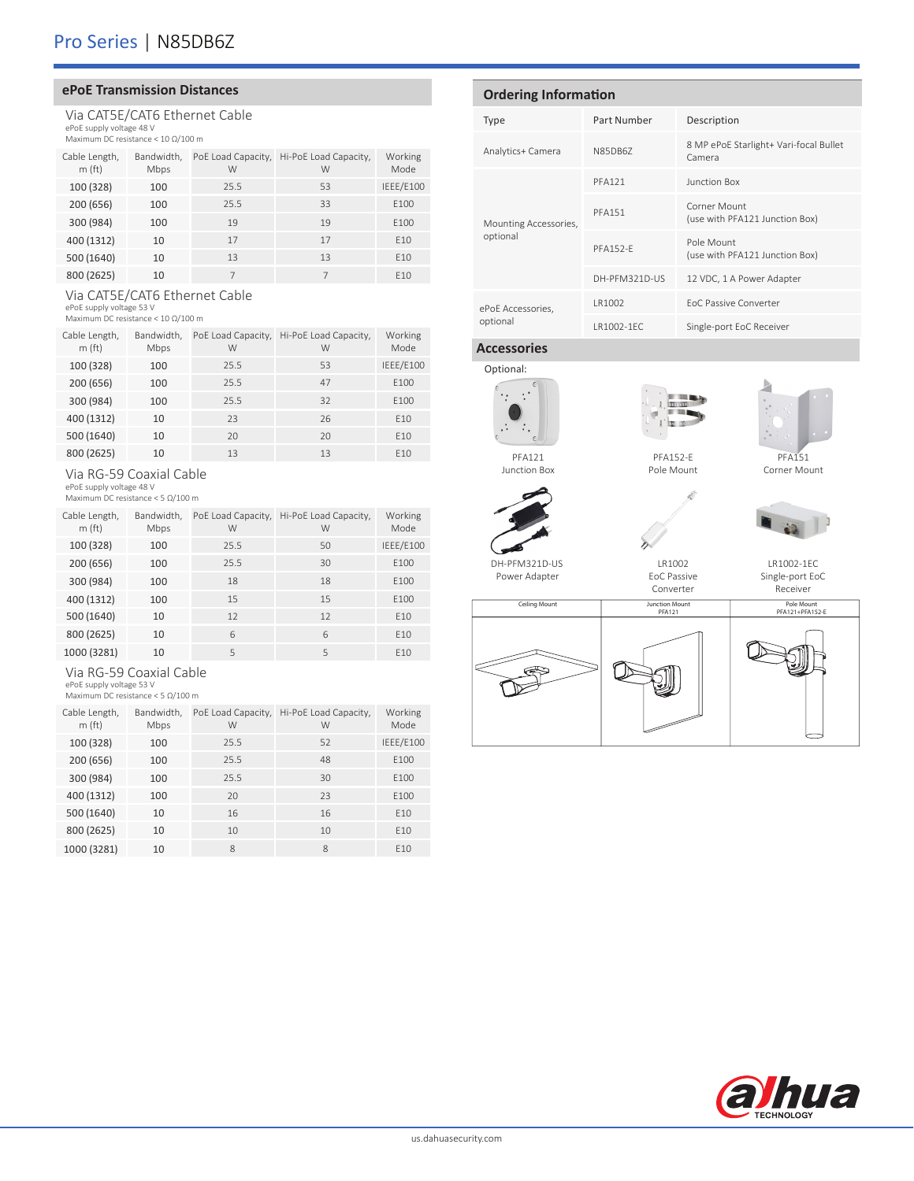## ePoE Transmission Distances

### Via CAT5E/CAT6 Ethernet Cable

ePoE supply voltage 48 V
Maximum DC resistance < 10 Ω/100 m

| Cable Length, m (ft) | Bandwidth, Mbps | PoE Load Capacity, W | Hi-PoE Load Capacity, W | Working Mode |
|---|---|---|---|---|
| 100 (328) | 100 | 25.5 | 53 | IEEE/E100 |
| 200 (656) | 100 | 25.5 | 33 | E100 |
| 300 (984) | 100 | 19 | 19 | E100 |
| 400 (1312) | 10 | 17 | 17 | E10 |
| 500 (1640) | 10 | 13 | 13 | E10 |
| 800 (2625) | 10 | 7 | 7 | E10 |

### Via CAT5E/CAT6 Ethernet Cable

ePoE supply voltage 53 V
Maximum DC resistance < 10 Ω/100 m

| Cable Length, m (ft) | Bandwidth, Mbps | PoE Load Capacity, W | Hi-PoE Load Capacity, W | Working Mode |
|---|---|---|---|---|
| 100 (328) | 100 | 25.5 | 53 | IEEE/E100 |
| 200 (656) | 100 | 25.5 | 47 | E100 |
| 300 (984) | 100 | 25.5 | 32 | E100 |
| 400 (1312) | 10 | 23 | 26 | E10 |
| 500 (1640) | 10 | 20 | 20 | E10 |
| 800 (2625) | 10 | 13 | 13 | E10 |

### Via RG-59 Coaxial Cable

ePoE supply voltage 48 V
Maximum DC resistance < 5 Ω/100 m

| Cable Length, m (ft) | Bandwidth, Mbps | PoE Load Capacity, W | Hi-PoE Load Capacity, W | Working Mode |
|---|---|---|---|---|
| 100 (328) | 100 | 25.5 | 50 | IEEE/E100 |
| 200 (656) | 100 | 25.5 | 30 | E100 |
| 300 (984) | 100 | 18 | 18 | E100 |
| 400 (1312) | 100 | 15 | 15 | E100 |
| 500 (1640) | 10 | 12 | 12 | E10 |
| 800 (2625) | 10 | 6 | 6 | E10 |
| 1000 (3281) | 10 | 5 | 5 | E10 |

### Via RG-59 Coaxial Cable

ePoE supply voltage 53 V
Maximum DC resistance < 5 Ω/100 m

| Cable Length, m (ft) | Bandwidth, Mbps | PoE Load Capacity, W | Hi-PoE Load Capacity, W | Working Mode |
|---|---|---|---|---|
| 100 (328) | 100 | 25.5 | 52 | IEEE/E100 |
| 200 (656) | 100 | 25.5 | 48 | E100 |
| 300 (984) | 100 | 25.5 | 30 | E100 |
| 400 (1312) | 100 | 20 | 23 | E100 |
| 500 (1640) | 10 | 16 | 16 | E10 |
| 800 (2625) | 10 | 10 | 10 | E10 |
| 1000 (3281) | 10 | 8 | 8 | E10 |

## Ordering Information

| Type | Part Number | Description |
|---|---|---|
| Analytics+ Camera | N85DB6Z | 8 MP ePoE Starlight+ Vari-focal Bullet Camera |
| Mounting Accessories, optional | PFA121 | Junction Box |
| | PFA151 | Corner Mount (use with PFA121 Junction Box) |
| | PFA152-E | Pole Mount (use with PFA121 Junction Box) |
| | DH-PFM321D-US | 12 VDC, 1 A Power Adapter |
| ePoE Accessories, optional | LR1002 | EoC Passive Converter |
| | LR1002-1EC | Single-port EoC Receiver |

## Accessories

Optional:

PFA121
Junction Box

PFA152-E
Pole Mount

PFA151
Corner Mount

DH-PFM321D-US
Power Adapter

LR1002
EoC Passive Converter

LR1002-1EC
Single-port EoC Receiver

| Ceiling Mount | Junction Mount PFA121 | Pole Mount PFA121+PFA152-E |
|---|---|---|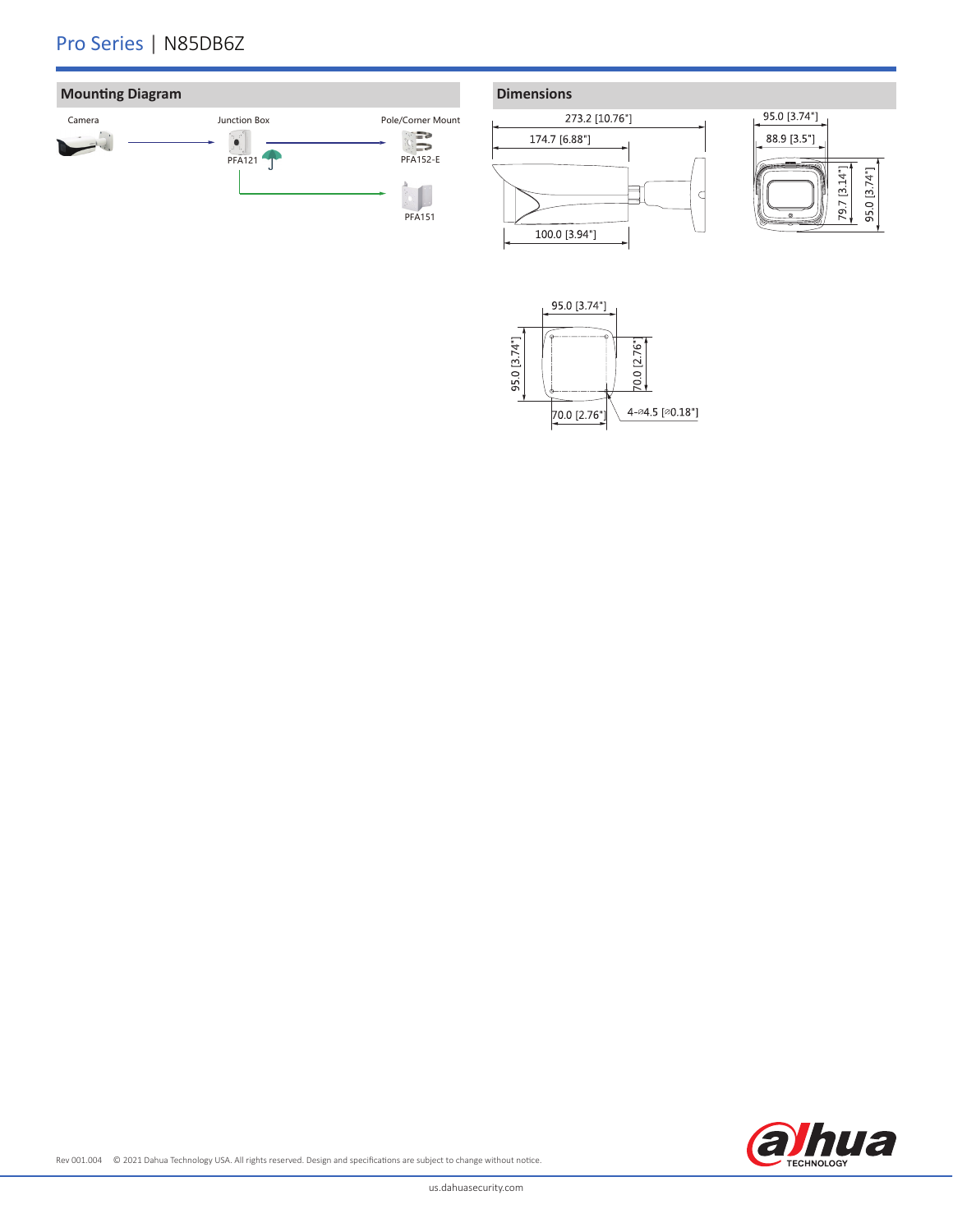## Mounting Diagram

Camera

Junction Box

PFA121

Pole/Corner Mount

PFA152-E

PFA151

## Dimensions

273.2 [10.76"]

174.7 [6.88"]

100.0 [3.94"]

95.0 [3.74"]

88.9 [3.5"]

79.7 [3.14"]

95.0 [3.74"]

95.0 [3.74"]

95.0 [3.74"]

70.0 [2.76"]

70.0 [2.76"]

4-⌀4.5 [⌀0.18"]

Rev 001.004 © 2021 Dahua Technology USA. All rights reserved. Design and specifications are subject to change without notice.

us.dahuasecurity.com